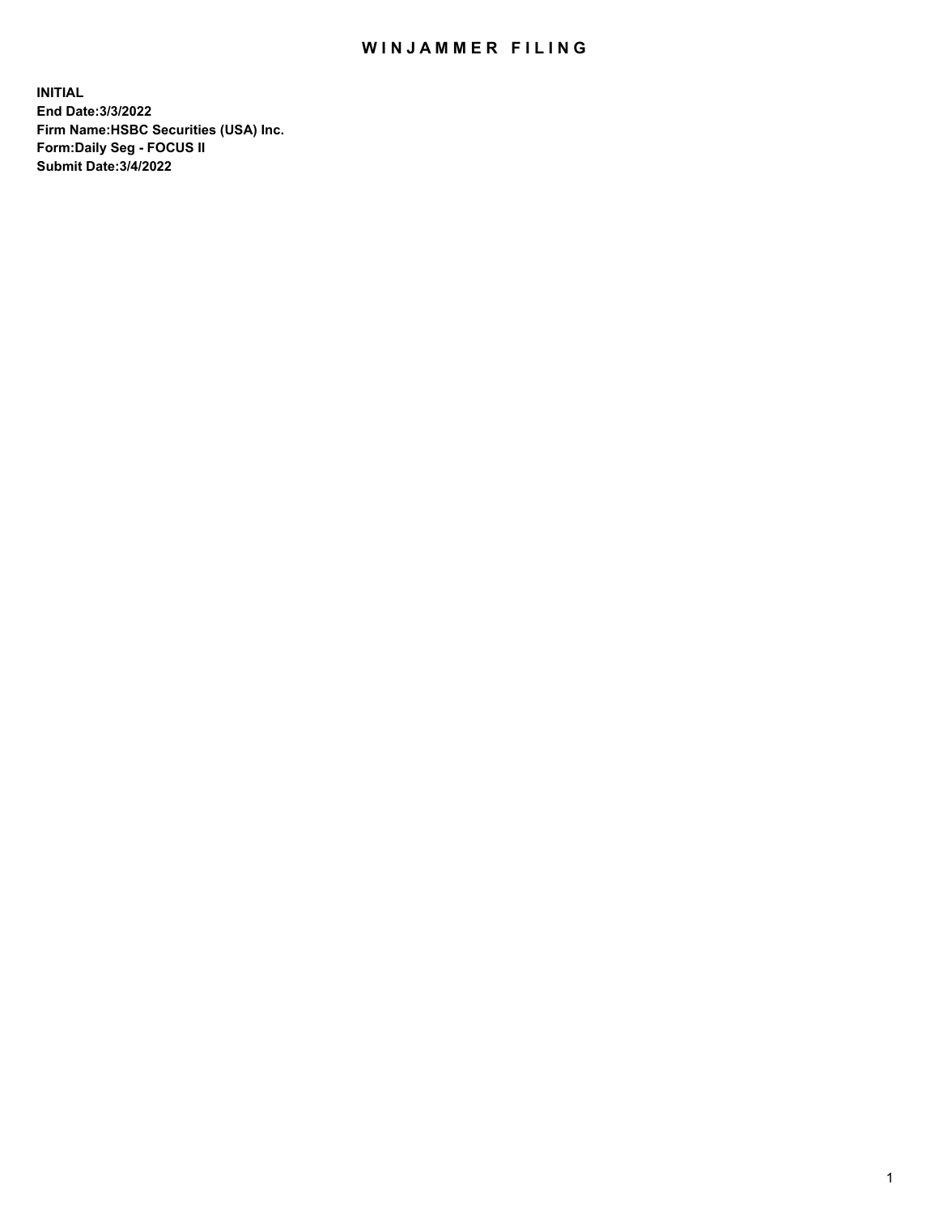# WINJAMMER FILING

**INITIAL**
**End Date:3/3/2022**
**Firm Name:HSBC Securities (USA) Inc.**
**Form:Daily Seg - FOCUS II**
**Submit Date:3/4/2022**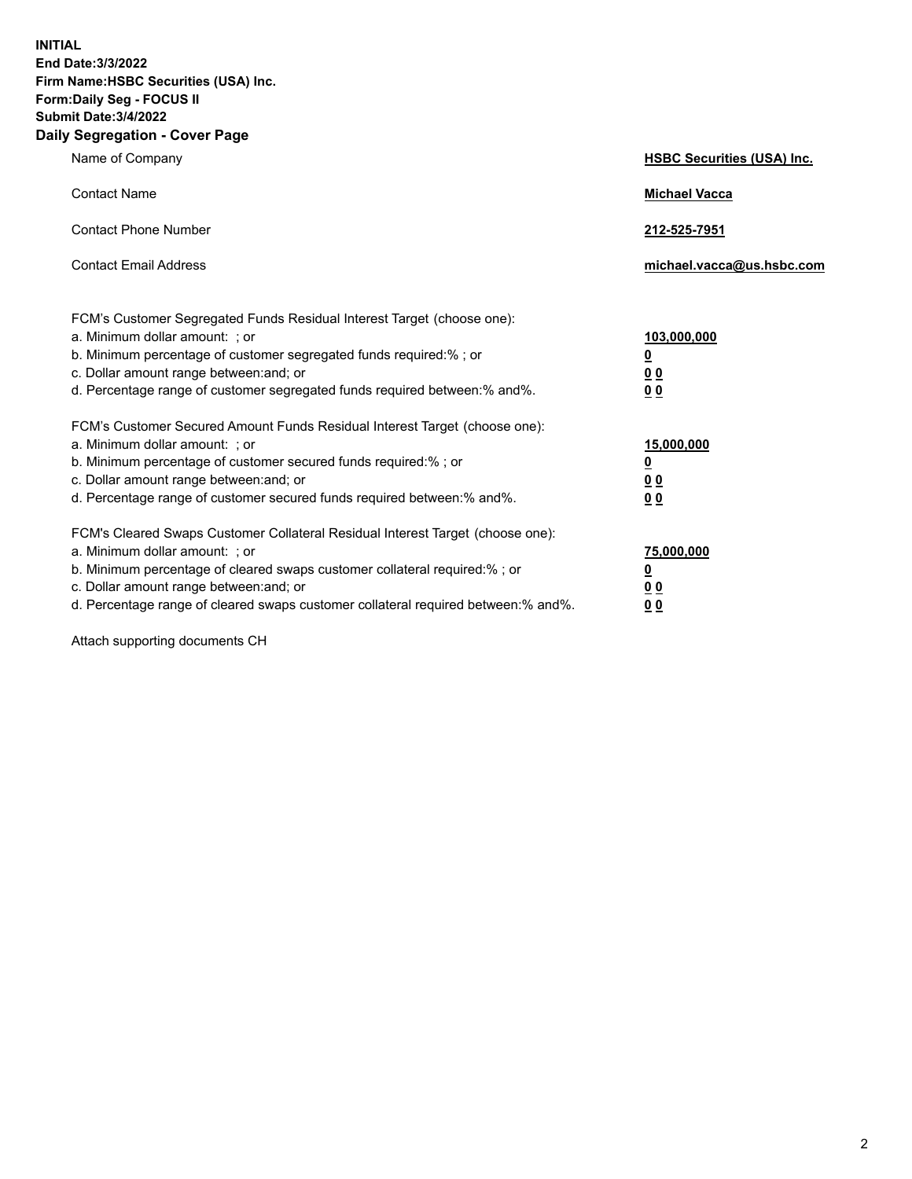**INITIAL**
**End Date:3/3/2022**
**Firm Name:HSBC Securities (USA) Inc.**
**Form:Daily Seg - FOCUS II**
**Submit Date:3/4/2022**

## Daily Segregation - Cover Page

| | |
|---|---|
| Name of Company | **HSBC Securities (USA) Inc.** |
| Contact Name | **Michael Vacca** |
| Contact Phone Number | **212-525-7951** |
| Contact Email Address | **michael.vacca@us.hsbc.com** |

| | |
|---|---|
| FCM's Customer Segregated Funds Residual Interest Target (choose one): | |
| a. Minimum dollar amount: ; or | **103,000,000** |
| b. Minimum percentage of customer segregated funds required:% ; or | **0** |
| c. Dollar amount range between:and; or | **0 0** |
| d. Percentage range of customer segregated funds required between:% and%. | **0 0** |
| FCM's Customer Secured Amount Funds Residual Interest Target (choose one): | |
| a. Minimum dollar amount: ; or | **15,000,000** |
| b. Minimum percentage of customer secured funds required:% ; or | **0** |
| c. Dollar amount range between:and; or | **0 0** |
| d. Percentage range of customer secured funds required between:% and%. | **0 0** |
| FCM's Cleared Swaps Customer Collateral Residual Interest Target (choose one): | |
| a. Minimum dollar amount: ; or | **75,000,000** |
| b. Minimum percentage of cleared swaps customer collateral required:% ; or | **0** |
| c. Dollar amount range between:and; or | **0 0** |
| d. Percentage range of cleared swaps customer collateral required between:% and%. | **0 0** |

Attach supporting documents CH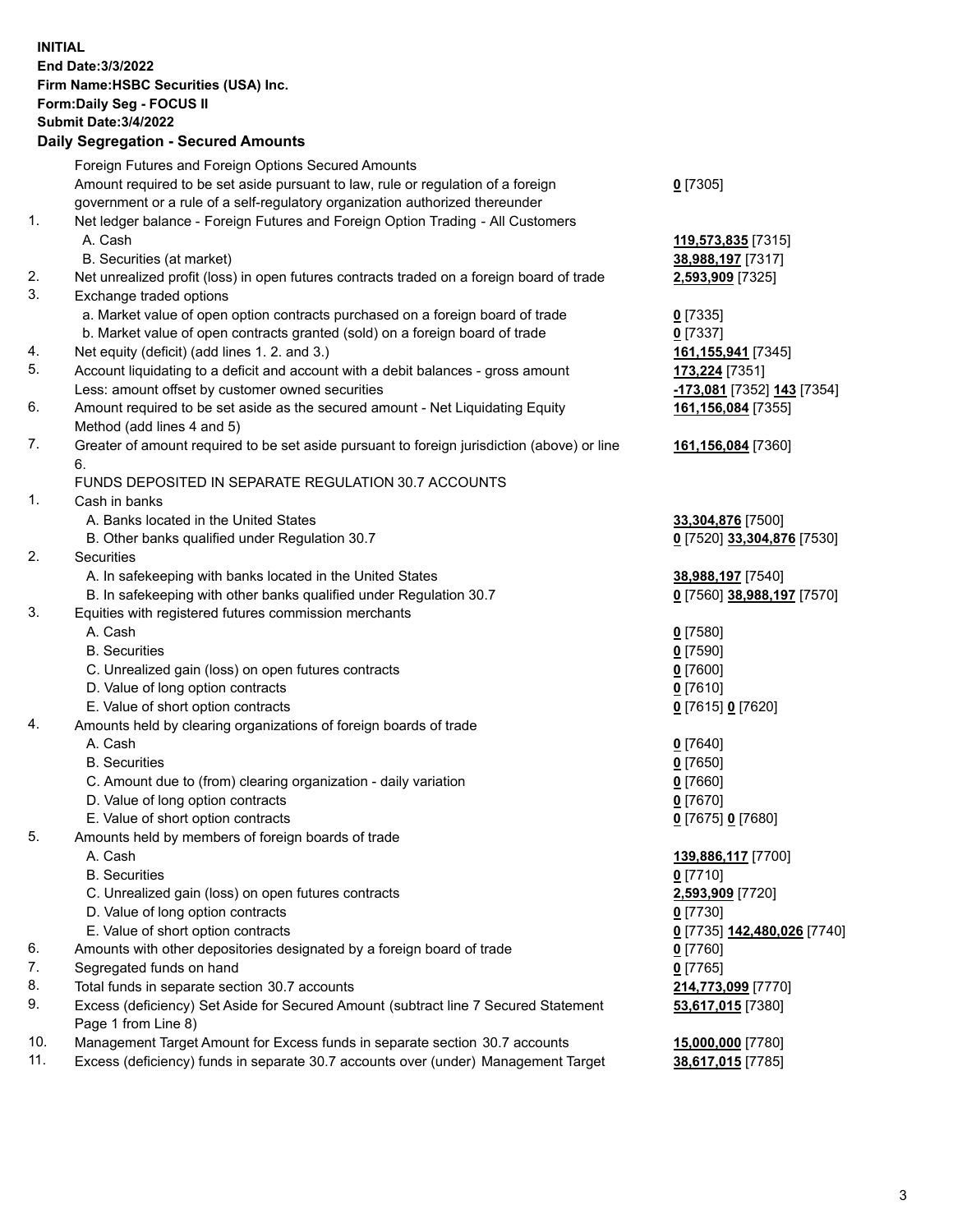**INITIAL**
**End Date:3/3/2022**
**Firm Name:HSBC Securities (USA) Inc.**
**Form:Daily Seg - FOCUS II**
**Submit Date:3/4/2022**

## Daily Segregation - Secured Amounts

| | | |
|---|---|---|
| | Foreign Futures and Foreign Options Secured Amounts | |
| | Amount required to be set aside pursuant to law, rule or regulation of a foreign government or a rule of a self-regulatory organization authorized thereunder | **0** [7305] |
| 1. | Net ledger balance - Foreign Futures and Foreign Option Trading - All Customers | |
| | A. Cash | **119,573,835** [7315] |
| | B. Securities (at market) | **38,988,197** [7317] |
| 2. | Net unrealized profit (loss) in open futures contracts traded on a foreign board of trade | **2,593,909** [7325] |
| 3. | Exchange traded options | |
| | a. Market value of open option contracts purchased on a foreign board of trade | **0** [7335] |
| | b. Market value of open contracts granted (sold) on a foreign board of trade | **0** [7337] |
| 4. | Net equity (deficit) (add lines 1. 2. and 3.) | **161,155,941** [7345] |
| 5. | Account liquidating to a deficit and account with a debit balances - gross amount | **173,224** [7351] |
| | Less: amount offset by customer owned securities | **-173,081** [7352] **143** [7354] |
| 6. | Amount required to be set aside as the secured amount - Net Liquidating Equity Method (add lines 4 and 5) | **161,156,084** [7355] |
| 7. | Greater of amount required to be set aside pursuant to foreign jurisdiction (above) or line 6. | **161,156,084** [7360] |
| | FUNDS DEPOSITED IN SEPARATE REGULATION 30.7 ACCOUNTS | |
| 1. | Cash in banks | |
| | A. Banks located in the United States | **33,304,876** [7500] |
| | B. Other banks qualified under Regulation 30.7 | **0** [7520] **33,304,876** [7530] |
| 2. | Securities | |
| | A. In safekeeping with banks located in the United States | **38,988,197** [7540] |
| | B. In safekeeping with other banks qualified under Regulation 30.7 | **0** [7560] **38,988,197** [7570] |
| 3. | Equities with registered futures commission merchants | |
| | A. Cash | **0** [7580] |
| | B. Securities | **0** [7590] |
| | C. Unrealized gain (loss) on open futures contracts | **0** [7600] |
| | D. Value of long option contracts | **0** [7610] |
| | E. Value of short option contracts | **0** [7615] **0** [7620] |
| 4. | Amounts held by clearing organizations of foreign boards of trade | |
| | A. Cash | **0** [7640] |
| | B. Securities | **0** [7650] |
| | C. Amount due to (from) clearing organization - daily variation | **0** [7660] |
| | D. Value of long option contracts | **0** [7670] |
| | E. Value of short option contracts | **0** [7675] **0** [7680] |
| 5. | Amounts held by members of foreign boards of trade | |
| | A. Cash | **139,886,117** [7700] |
| | B. Securities | **0** [7710] |
| | C. Unrealized gain (loss) on open futures contracts | **2,593,909** [7720] |
| | D. Value of long option contracts | **0** [7730] |
| | E. Value of short option contracts | **0** [7735] **142,480,026** [7740] |
| 6. | Amounts with other depositories designated by a foreign board of trade | **0** [7760] |
| 7. | Segregated funds on hand | **0** [7765] |
| 8. | Total funds in separate section 30.7 accounts | **214,773,099** [7770] |
| 9. | Excess (deficiency) Set Aside for Secured Amount (subtract line 7 Secured Statement Page 1 from Line 8) | **53,617,015** [7380] |
| 10. | Management Target Amount for Excess funds in separate section 30.7 accounts | **15,000,000** [7780] |
| 11. | Excess (deficiency) funds in separate 30.7 accounts over (under) Management Target | **38,617,015** [7785] |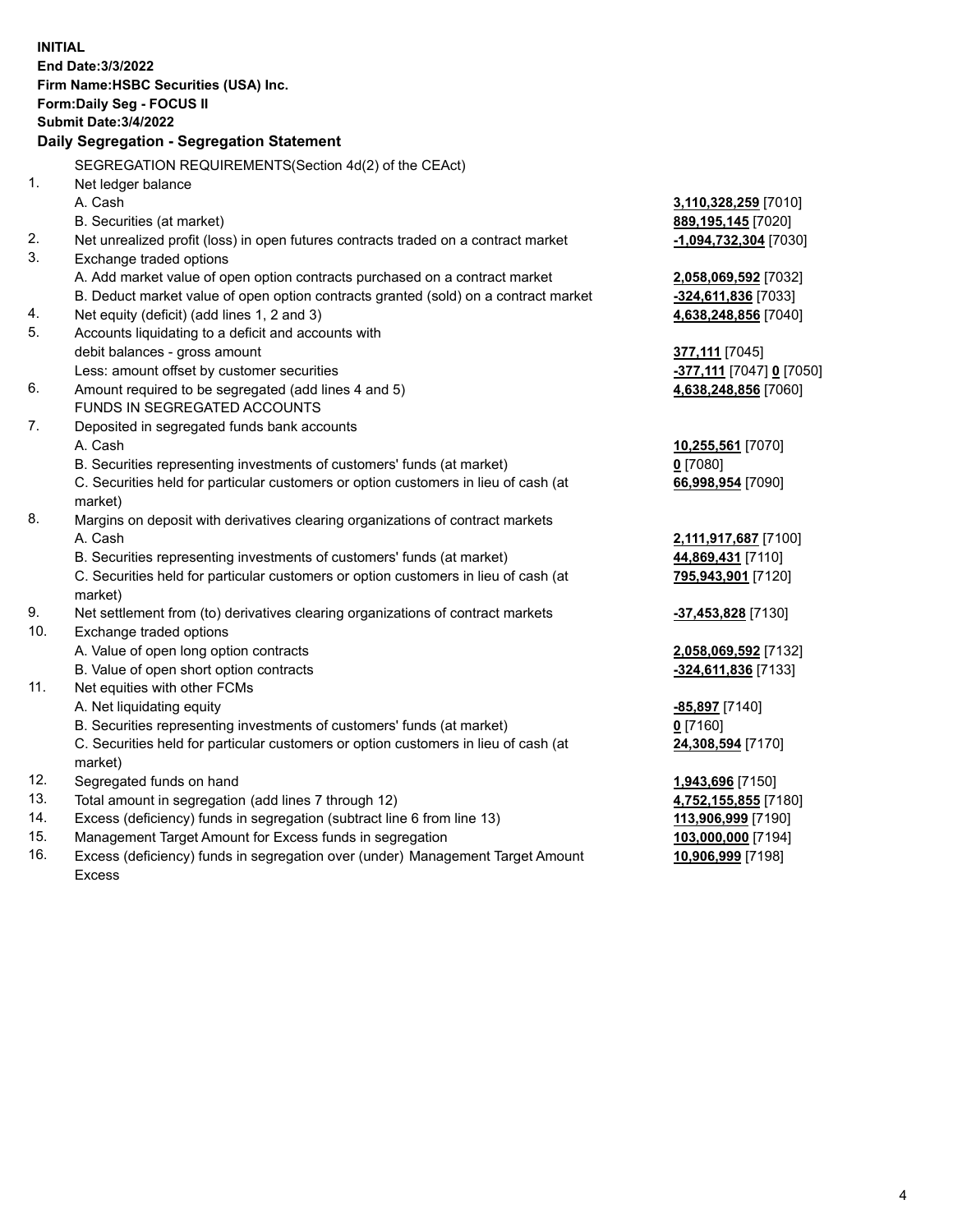**INITIAL**
**End Date:3/3/2022**
**Firm Name:HSBC Securities (USA) Inc.**
**Form:Daily Seg - FOCUS II**
**Submit Date:3/4/2022**

## Daily Segregation - Segregation Statement

SEGREGATION REQUIREMENTS(Section 4d(2) of the CEAct)

| | | |
|---|---|---|
| 1. | Net ledger balance | |
| | A. Cash | **3,110,328,259** [7010] |
| | B. Securities (at market) | **889,195,145** [7020] |
| 2. | Net unrealized profit (loss) in open futures contracts traded on a contract market | **-1,094,732,304** [7030] |
| 3. | Exchange traded options | |
| | A. Add market value of open option contracts purchased on a contract market | **2,058,069,592** [7032] |
| | B. Deduct market value of open option contracts granted (sold) on a contract market | **-324,611,836** [7033] |
| 4. | Net equity (deficit) (add lines 1, 2 and 3) | **4,638,248,856** [7040] |
| 5. | Accounts liquidating to a deficit and accounts with debit balances - gross amount | **377,111** [7045] |
| | Less: amount offset by customer securities | **-377,111** [7047] **0** [7050] |
| 6. | Amount required to be segregated (add lines 4 and 5) | **4,638,248,856** [7060] |
| | FUNDS IN SEGREGATED ACCOUNTS | |
| 7. | Deposited in segregated funds bank accounts | |
| | A. Cash | **10,255,561** [7070] |
| | B. Securities representing investments of customers' funds (at market) | **0** [7080] |
| | C. Securities held for particular customers or option customers in lieu of cash (at market) | **66,998,954** [7090] |
| 8. | Margins on deposit with derivatives clearing organizations of contract markets | |
| | A. Cash | **2,111,917,687** [7100] |
| | B. Securities representing investments of customers' funds (at market) | **44,869,431** [7110] |
| | C. Securities held for particular customers or option customers in lieu of cash (at market) | **795,943,901** [7120] |
| 9. | Net settlement from (to) derivatives clearing organizations of contract markets | **-37,453,828** [7130] |
| 10. | Exchange traded options | |
| | A. Value of open long option contracts | **2,058,069,592** [7132] |
| | B. Value of open short option contracts | **-324,611,836** [7133] |
| 11. | Net equities with other FCMs | |
| | A. Net liquidating equity | **-85,897** [7140] |
| | B. Securities representing investments of customers' funds (at market) | **0** [7160] |
| | C. Securities held for particular customers or option customers in lieu of cash (at market) | **24,308,594** [7170] |
| 12. | Segregated funds on hand | **1,943,696** [7150] |
| 13. | Total amount in segregation (add lines 7 through 12) | **4,752,155,855** [7180] |
| 14. | Excess (deficiency) funds in segregation (subtract line 6 from line 13) | **113,906,999** [7190] |
| 15. | Management Target Amount for Excess funds in segregation | **103,000,000** [7194] |
| 16. | Excess (deficiency) funds in segregation over (under) Management Target Amount Excess | **10,906,999** [7198] |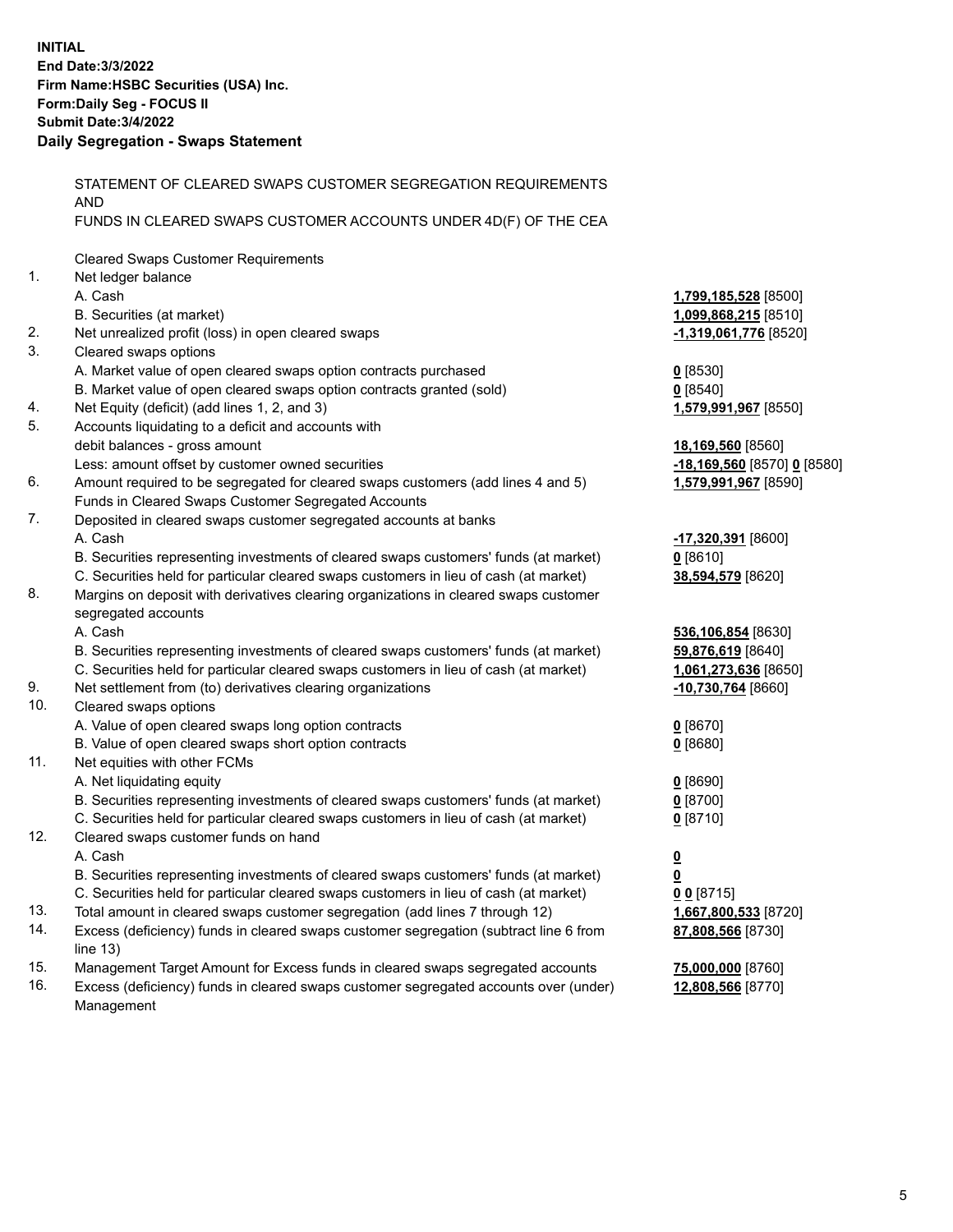**INITIAL**
**End Date:3/3/2022**
**Firm Name:HSBC Securities (USA) Inc.**
**Form:Daily Seg - FOCUS II**
**Submit Date:3/4/2022**
**Daily Segregation - Swaps Statement**

STATEMENT OF CLEARED SWAPS CUSTOMER SEGREGATION REQUIREMENTS AND
FUNDS IN CLEARED SWAPS CUSTOMER ACCOUNTS UNDER 4D(F) OF THE CEA

| | | |
|---|---|---|
| | Cleared Swaps Customer Requirements | |
| 1. | Net ledger balance | |
| | A. Cash | **1,799,185,528** [8500] |
| | B. Securities (at market) | **1,099,868,215** [8510] |
| 2. | Net unrealized profit (loss) in open cleared swaps | **-1,319,061,776** [8520] |
| 3. | Cleared swaps options | |
| | A. Market value of open cleared swaps option contracts purchased | **0** [8530] |
| | B. Market value of open cleared swaps option contracts granted (sold) | **0** [8540] |
| 4. | Net Equity (deficit) (add lines 1, 2, and 3) | **1,579,991,967** [8550] |
| 5. | Accounts liquidating to a deficit and accounts with debit balances - gross amount | **18,169,560** [8560] |
| | Less: amount offset by customer owned securities | **-18,169,560** [8570] **0** [8580] |
| 6. | Amount required to be segregated for cleared swaps customers (add lines 4 and 5) | **1,579,991,967** [8590] |
| | Funds in Cleared Swaps Customer Segregated Accounts | |
| 7. | Deposited in cleared swaps customer segregated accounts at banks | |
| | A. Cash | **-17,320,391** [8600] |
| | B. Securities representing investments of cleared swaps customers' funds (at market) | **0** [8610] |
| | C. Securities held for particular cleared swaps customers in lieu of cash (at market) | **38,594,579** [8620] |
| 8. | Margins on deposit with derivatives clearing organizations in cleared swaps customer segregated accounts | |
| | A. Cash | **536,106,854** [8630] |
| | B. Securities representing investments of cleared swaps customers' funds (at market) | **59,876,619** [8640] |
| | C. Securities held for particular cleared swaps customers in lieu of cash (at market) | **1,061,273,636** [8650] |
| 9. | Net settlement from (to) derivatives clearing organizations | **-10,730,764** [8660] |
| 10. | Cleared swaps options | |
| | A. Value of open cleared swaps long option contracts | **0** [8670] |
| | B. Value of open cleared swaps short option contracts | **0** [8680] |
| 11. | Net equities with other FCMs | |
| | A. Net liquidating equity | **0** [8690] |
| | B. Securities representing investments of cleared swaps customers' funds (at market) | **0** [8700] |
| | C. Securities held for particular cleared swaps customers in lieu of cash (at market) | **0** [8710] |
| 12. | Cleared swaps customer funds on hand | |
| | A. Cash | **0** |
| | B. Securities representing investments of cleared swaps customers' funds (at market) | **0** |
| | C. Securities held for particular cleared swaps customers in lieu of cash (at market) | **0** **0** [8715] |
| 13. | Total amount in cleared swaps customer segregation (add lines 7 through 12) | **1,667,800,533** [8720] |
| 14. | Excess (deficiency) funds in cleared swaps customer segregation (subtract line 6 from line 13) | **87,808,566** [8730] |
| 15. | Management Target Amount for Excess funds in cleared swaps segregated accounts | **75,000,000** [8760] |
| 16. | Excess (deficiency) funds in cleared swaps customer segregated accounts over (under) Management | **12,808,566** [8770] |